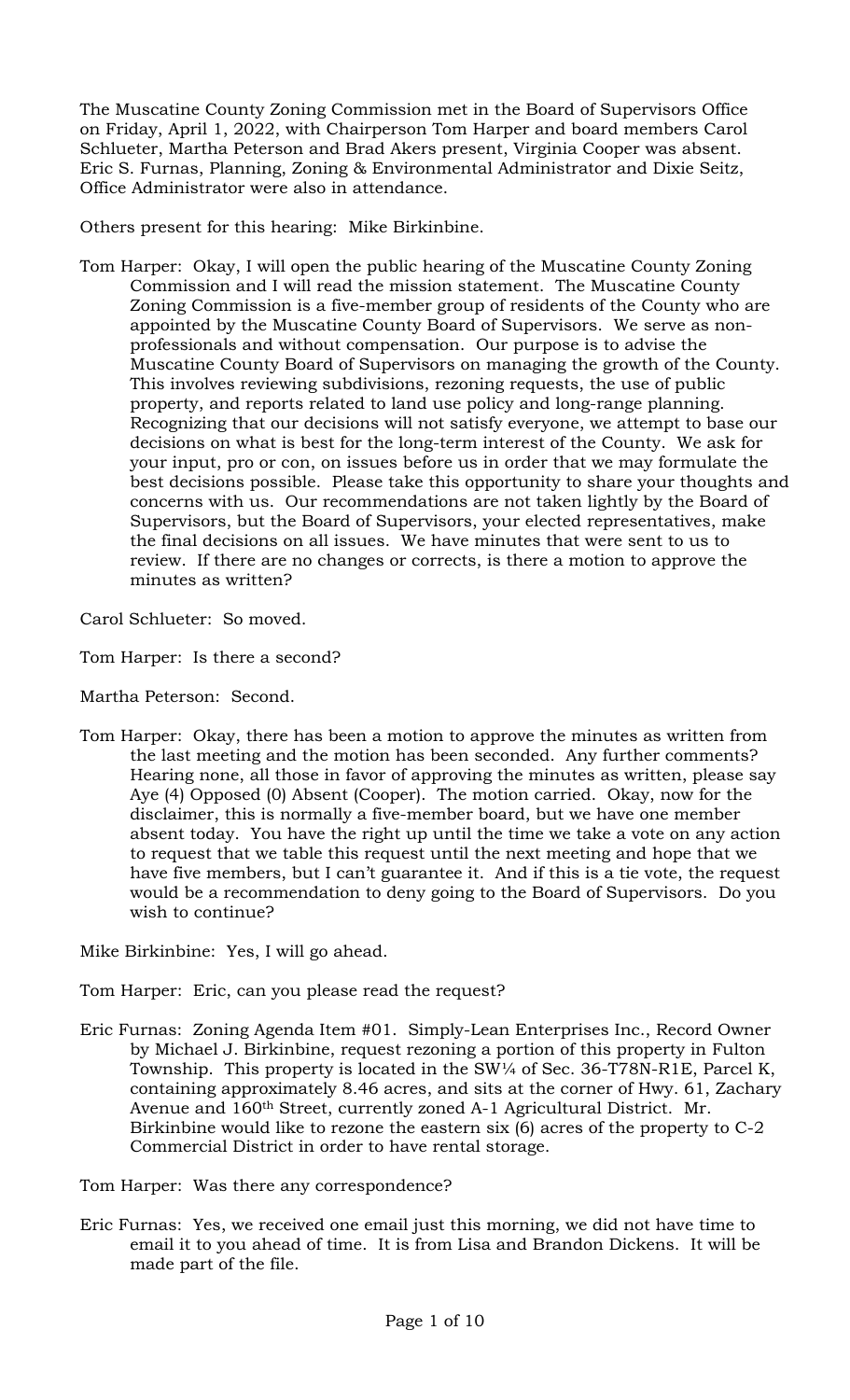The Muscatine County Zoning Commission met in the Board of Supervisors Office on Friday, April 1, 2022, with Chairperson Tom Harper and board members Carol Schlueter, Martha Peterson and Brad Akers present, Virginia Cooper was absent. Eric S. Furnas, Planning, Zoning & Environmental Administrator and Dixie Seitz, Office Administrator were also in attendance.

Others present for this hearing: Mike Birkinbine.

Tom Harper: Okay, I will open the public hearing of the Muscatine County Zoning Commission and I will read the mission statement. The Muscatine County Zoning Commission is a five-member group of residents of the County who are appointed by the Muscatine County Board of Supervisors. We serve as non-professionals and without compensation. Our purpose is to advise the Muscatine County Board of Supervisors on managing the growth of the County. This involves reviewing subdivisions, rezoning requests, the use of public property, and reports related to land use policy and long-range planning. Recognizing that our decisions will not satisfy everyone, we attempt to base our decisions on what is best for the long-term interest of the County. We ask for your input, pro or con, on issues before us in order that we may formulate the best decisions possible. Please take this opportunity to share your thoughts and concerns with us. Our recommendations are not taken lightly by the Board of Supervisors, but the Board of Supervisors, your elected representatives, make the final decisions on all issues. We have minutes that were sent to us to review. If there are no changes or corrects, is there a motion to approve the minutes as written?

Carol Schlueter: So moved.

Tom Harper: Is there a second?

Martha Peterson: Second.

Tom Harper: Okay, there has been a motion to approve the minutes as written from the last meeting and the motion has been seconded. Any further comments? Hearing none, all those in favor of approving the minutes as written, please say Aye (4) Opposed (0) Absent (Cooper). The motion carried. Okay, now for the disclaimer, this is normally a five-member board, but we have one member absent today. You have the right up until the time we take a vote on any action to request that we table this request until the next meeting and hope that we have five members, but I can't guarantee it. And if this is a tie vote, the request would be a recommendation to deny going to the Board of Supervisors. Do you wish to continue?

Mike Birkinbine: Yes, I will go ahead.

Tom Harper: Eric, can you please read the request?

Eric Furnas: Zoning Agenda Item #01. Simply-Lean Enterprises Inc., Record Owner by Michael J. Birkinbine, request rezoning a portion of this property in Fulton Township. This property is located in the SW¼ of Sec. 36-T78N-R1E, Parcel K, containing approximately 8.46 acres, and sits at the corner of Hwy. 61, Zachary Avenue and 160th Street, currently zoned A-1 Agricultural District. Mr. Birkinbine would like to rezone the eastern six (6) acres of the property to C-2 Commercial District in order to have rental storage.

Tom Harper: Was there any correspondence?

Eric Furnas: Yes, we received one email just this morning, we did not have time to email it to you ahead of time. It is from Lisa and Brandon Dickens. It will be made part of the file.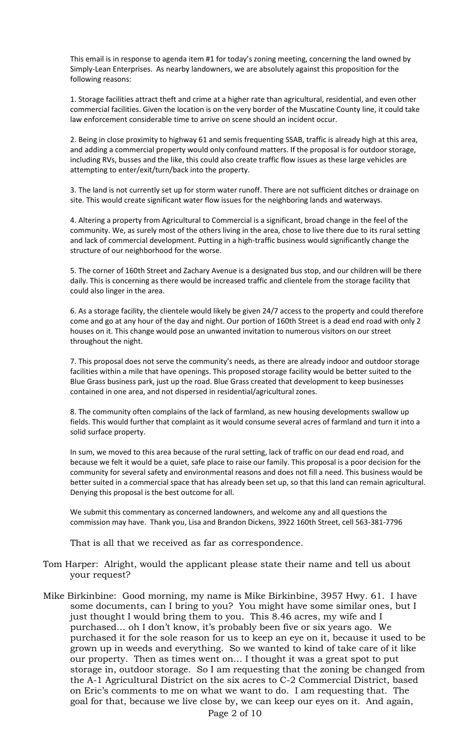This email is in response to agenda item #1 for today's zoning meeting, concerning the land owned by Simply-Lean Enterprises. As nearby landowners, we are absolutely against this proposition for the following reasons:

1. Storage facilities attract theft and crime at a higher rate than agricultural, residential, and even other commercial facilities. Given the location is on the very border of the Muscatine County line, it could take law enforcement considerable time to arrive on scene should an incident occur.

2. Being in close proximity to highway 61 and semis frequenting SSAB, traffic is already high at this area, and adding a commercial property would only confound matters. If the proposal is for outdoor storage, including RVs, busses and the like, this could also create traffic flow issues as these large vehicles are attempting to enter/exit/turn/back into the property.

3. The land is not currently set up for storm water runoff. There are not sufficient ditches or drainage on site. This would create significant water flow issues for the neighboring lands and waterways.

4. Altering a property from Agricultural to Commercial is a significant, broad change in the feel of the community. We, as surely most of the others living in the area, chose to live there due to its rural setting and lack of commercial development. Putting in a high-traffic business would significantly change the structure of our neighborhood for the worse.

5. The corner of 160th Street and Zachary Avenue is a designated bus stop, and our children will be there daily. This is concerning as there would be increased traffic and clientele from the storage facility that could also linger in the area.

6. As a storage facility, the clientele would likely be given 24/7 access to the property and could therefore come and go at any hour of the day and night. Our portion of 160th Street is a dead end road with only 2 houses on it. This change would pose an unwanted invitation to numerous visitors on our street throughout the night.

7. This proposal does not serve the community's needs, as there are already indoor and outdoor storage facilities within a mile that have openings. This proposed storage facility would be better suited to the Blue Grass business park, just up the road. Blue Grass created that development to keep businesses contained in one area, and not dispersed in residential/agricultural zones.

8. The community often complains of the lack of farmland, as new housing developments swallow up fields. This would further that complaint as it would consume several acres of farmland and turn it into a solid surface property.

In sum, we moved to this area because of the rural setting, lack of traffic on our dead end road, and because we felt it would be a quiet, safe place to raise our family. This proposal is a poor decision for the community for several safety and environmental reasons and does not fill a need. This business would be better suited in a commercial space that has already been set up, so that this land can remain agricultural. Denying this proposal is the best outcome for all.

We submit this commentary as concerned landowners, and welcome any and all questions the commission may have. Thank you, Lisa and Brandon Dickens, 3922 160th Street, cell 563-381-7796

That is all that we received as far as correspondence.

Tom Harper: Alright, would the applicant please state their name and tell us about your request?

Mike Birkinbine: Good morning, my name is Mike Birkinbine, 3957 Hwy. 61. I have some documents, can I bring to you? You might have some similar ones, but I just thought I would bring them to you. This 8.46 acres, my wife and I purchased… oh I don't know, it's probably been five or six years ago. We purchased it for the sole reason for us to keep an eye on it, because it used to be grown up in weeds and everything. So we wanted to kind of take care of it like our property. Then as times went on… I thought it was a great spot to put storage in, outdoor storage. So I am requesting that the zoning be changed from the A-1 Agricultural District on the six acres to C-2 Commercial District, based on Eric's comments to me on what we want to do. I am requesting that. The goal for that, because we live close by, we can keep our eyes on it. And again,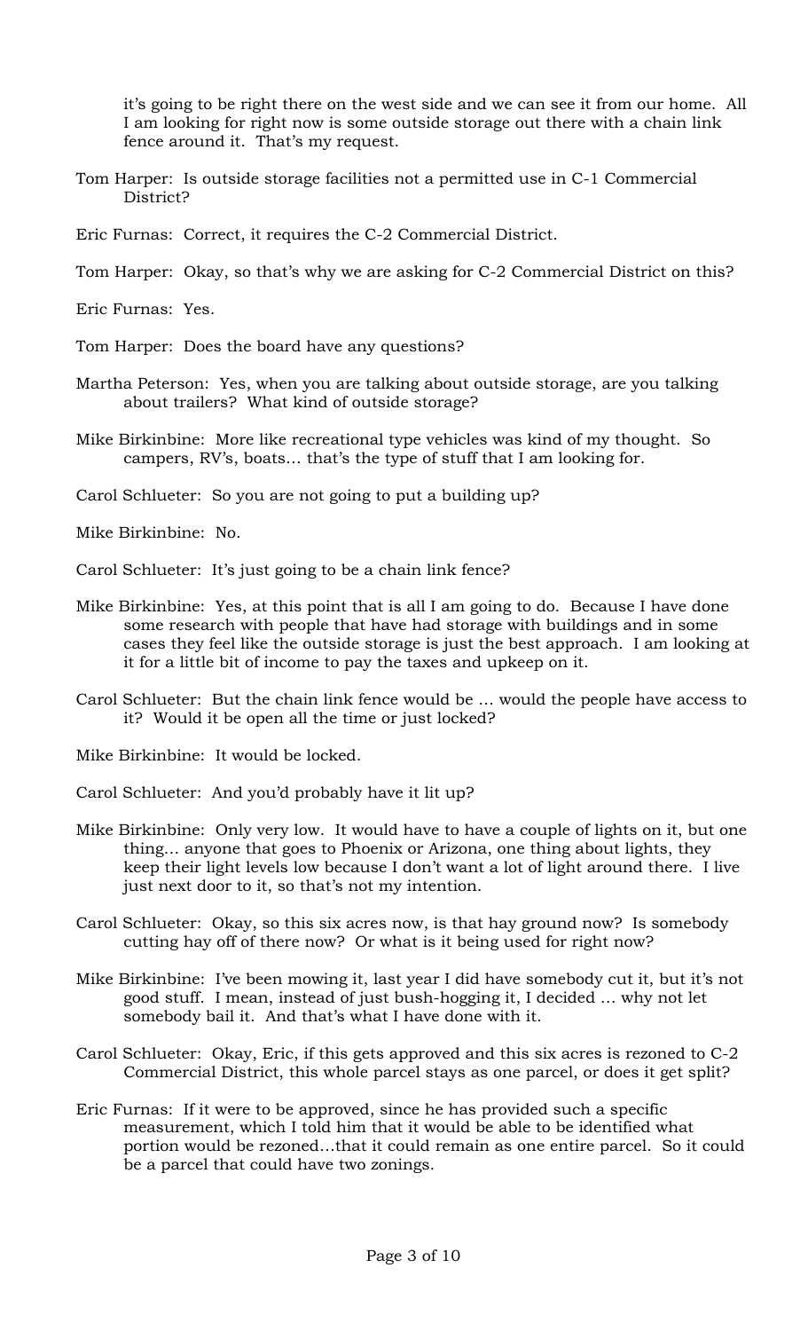it's going to be right there on the west side and we can see it from our home. All I am looking for right now is some outside storage out there with a chain link fence around it. That's my request.

Tom Harper: Is outside storage facilities not a permitted use in C-1 Commercial District?

Eric Furnas: Correct, it requires the C-2 Commercial District.

Tom Harper: Okay, so that's why we are asking for C-2 Commercial District on this?

Eric Furnas: Yes.

Tom Harper: Does the board have any questions?

Martha Peterson: Yes, when you are talking about outside storage, are you talking about trailers? What kind of outside storage?

Mike Birkinbine: More like recreational type vehicles was kind of my thought. So campers, RV's, boats… that's the type of stuff that I am looking for.

Carol Schlueter: So you are not going to put a building up?

Mike Birkinbine: No.

Carol Schlueter: It's just going to be a chain link fence?

Mike Birkinbine: Yes, at this point that is all I am going to do. Because I have done some research with people that have had storage with buildings and in some cases they feel like the outside storage is just the best approach. I am looking at it for a little bit of income to pay the taxes and upkeep on it.

Carol Schlueter: But the chain link fence would be … would the people have access to it? Would it be open all the time or just locked?

Mike Birkinbine: It would be locked.

Carol Schlueter: And you'd probably have it lit up?

Mike Birkinbine: Only very low. It would have to have a couple of lights on it, but one thing… anyone that goes to Phoenix or Arizona, one thing about lights, they keep their light levels low because I don't want a lot of light around there. I live just next door to it, so that's not my intention.

Carol Schlueter: Okay, so this six acres now, is that hay ground now? Is somebody cutting hay off of there now? Or what is it being used for right now?

Mike Birkinbine: I've been mowing it, last year I did have somebody cut it, but it's not good stuff. I mean, instead of just bush-hogging it, I decided … why not let somebody bail it. And that's what I have done with it.

Carol Schlueter: Okay, Eric, if this gets approved and this six acres is rezoned to C-2 Commercial District, this whole parcel stays as one parcel, or does it get split?

Eric Furnas: If it were to be approved, since he has provided such a specific measurement, which I told him that it would be able to be identified what portion would be rezoned…that it could remain as one entire parcel. So it could be a parcel that could have two zonings.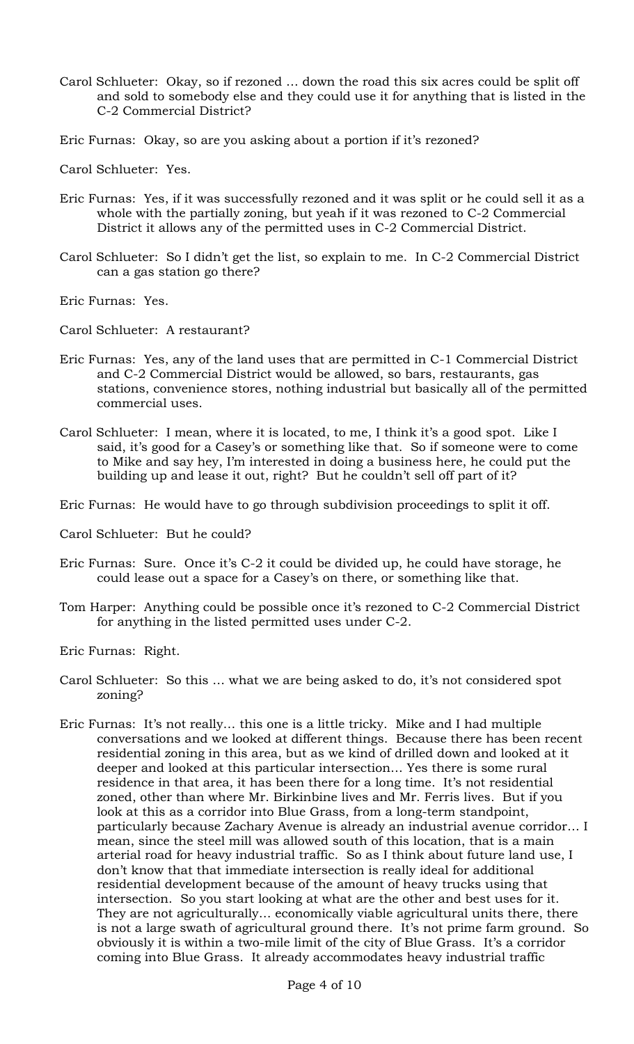Carol Schlueter: Okay, so if rezoned … down the road this six acres could be split off and sold to somebody else and they could use it for anything that is listed in the C-2 Commercial District?

Eric Furnas: Okay, so are you asking about a portion if it's rezoned?

Carol Schlueter: Yes.

Eric Furnas: Yes, if it was successfully rezoned and it was split or he could sell it as a whole with the partially zoning, but yeah if it was rezoned to C-2 Commercial District it allows any of the permitted uses in C-2 Commercial District.

Carol Schlueter: So I didn't get the list, so explain to me. In C-2 Commercial District can a gas station go there?

Eric Furnas: Yes.

Carol Schlueter: A restaurant?

Eric Furnas: Yes, any of the land uses that are permitted in C-1 Commercial District and C-2 Commercial District would be allowed, so bars, restaurants, gas stations, convenience stores, nothing industrial but basically all of the permitted commercial uses.

Carol Schlueter: I mean, where it is located, to me, I think it's a good spot. Like I said, it's good for a Casey's or something like that. So if someone were to come to Mike and say hey, I'm interested in doing a business here, he could put the building up and lease it out, right? But he couldn't sell off part of it?

Eric Furnas: He would have to go through subdivision proceedings to split it off.

Carol Schlueter: But he could?

Eric Furnas: Sure. Once it's C-2 it could be divided up, he could have storage, he could lease out a space for a Casey's on there, or something like that.

Tom Harper: Anything could be possible once it's rezoned to C-2 Commercial District for anything in the listed permitted uses under C-2.

Eric Furnas: Right.

Carol Schlueter: So this … what we are being asked to do, it's not considered spot zoning?

Eric Furnas: It's not really… this one is a little tricky. Mike and I had multiple conversations and we looked at different things. Because there has been recent residential zoning in this area, but as we kind of drilled down and looked at it deeper and looked at this particular intersection… Yes there is some rural residence in that area, it has been there for a long time. It's not residential zoned, other than where Mr. Birkinbine lives and Mr. Ferris lives. But if you look at this as a corridor into Blue Grass, from a long-term standpoint, particularly because Zachary Avenue is already an industrial avenue corridor… I mean, since the steel mill was allowed south of this location, that is a main arterial road for heavy industrial traffic. So as I think about future land use, I don't know that that immediate intersection is really ideal for additional residential development because of the amount of heavy trucks using that intersection. So you start looking at what are the other and best uses for it. They are not agriculturally… economically viable agricultural units there, there is not a large swath of agricultural ground there. It's not prime farm ground. So obviously it is within a two-mile limit of the city of Blue Grass. It's a corridor coming into Blue Grass. It already accommodates heavy industrial traffic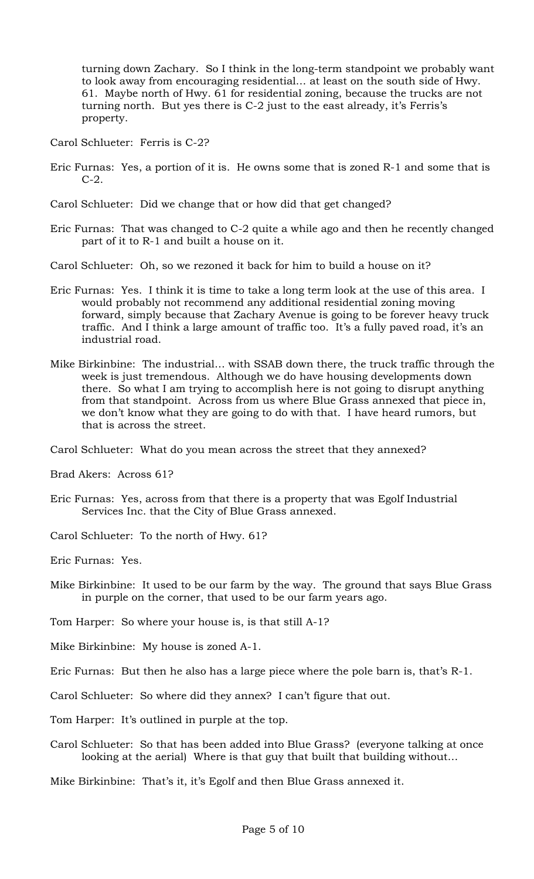turning down Zachary. So I think in the long-term standpoint we probably want to look away from encouraging residential… at least on the south side of Hwy. 61. Maybe north of Hwy. 61 for residential zoning, because the trucks are not turning north. But yes there is C-2 just to the east already, it's Ferris's property.

Carol Schlueter: Ferris is C-2?

Eric Furnas: Yes, a portion of it is. He owns some that is zoned R-1 and some that is C-2.

Carol Schlueter: Did we change that or how did that get changed?

Eric Furnas: That was changed to C-2 quite a while ago and then he recently changed part of it to R-1 and built a house on it.

Carol Schlueter: Oh, so we rezoned it back for him to build a house on it?

Eric Furnas: Yes. I think it is time to take a long term look at the use of this area. I would probably not recommend any additional residential zoning moving forward, simply because that Zachary Avenue is going to be forever heavy truck traffic. And I think a large amount of traffic too. It's a fully paved road, it's an industrial road.

Mike Birkinbine: The industrial… with SSAB down there, the truck traffic through the week is just tremendous. Although we do have housing developments down there. So what I am trying to accomplish here is not going to disrupt anything from that standpoint. Across from us where Blue Grass annexed that piece in, we don't know what they are going to do with that. I have heard rumors, but that is across the street.

Carol Schlueter: What do you mean across the street that they annexed?

Brad Akers: Across 61?

Eric Furnas: Yes, across from that there is a property that was Egolf Industrial Services Inc. that the City of Blue Grass annexed.

Carol Schlueter: To the north of Hwy. 61?

Eric Furnas: Yes.

Mike Birkinbine: It used to be our farm by the way. The ground that says Blue Grass in purple on the corner, that used to be our farm years ago.

Tom Harper: So where your house is, is that still A-1?

Mike Birkinbine: My house is zoned A-1.

Eric Furnas: But then he also has a large piece where the pole barn is, that's R-1.

Carol Schlueter: So where did they annex? I can't figure that out.

Tom Harper: It's outlined in purple at the top.

Carol Schlueter: So that has been added into Blue Grass? (everyone talking at once looking at the aerial) Where is that guy that built that building without…

Mike Birkinbine: That's it, it's Egolf and then Blue Grass annexed it.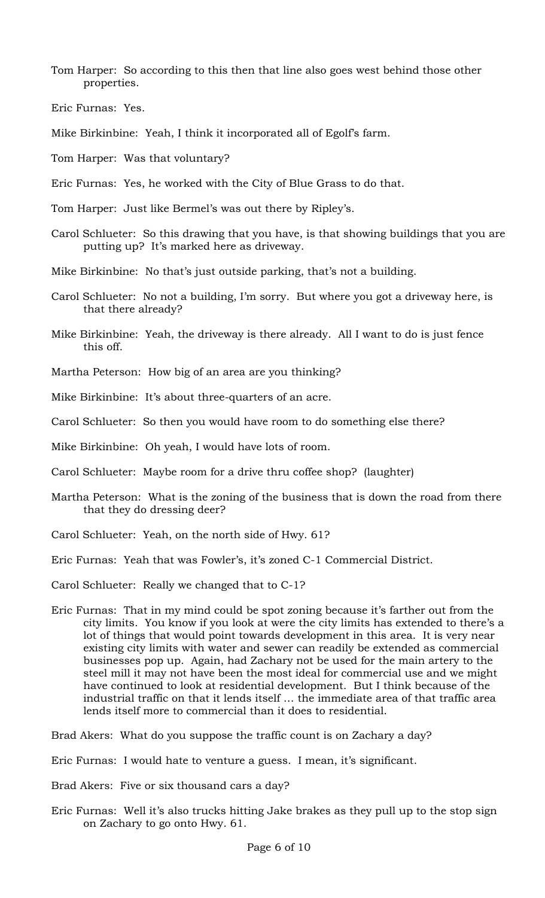Tom Harper: So according to this then that line also goes west behind those other properties.

Eric Furnas: Yes.

Mike Birkinbine: Yeah, I think it incorporated all of Egolf's farm.

Tom Harper: Was that voluntary?

Eric Furnas: Yes, he worked with the City of Blue Grass to do that.

Tom Harper: Just like Bermel's was out there by Ripley's.

Carol Schlueter: So this drawing that you have, is that showing buildings that you are putting up? It's marked here as driveway.

Mike Birkinbine: No that's just outside parking, that's not a building.

Carol Schlueter: No not a building, I'm sorry. But where you got a driveway here, is that there already?

Mike Birkinbine: Yeah, the driveway is there already. All I want to do is just fence this off.

Martha Peterson: How big of an area are you thinking?

Mike Birkinbine: It's about three-quarters of an acre.

Carol Schlueter: So then you would have room to do something else there?

Mike Birkinbine: Oh yeah, I would have lots of room.

Carol Schlueter: Maybe room for a drive thru coffee shop? (laughter)

Martha Peterson: What is the zoning of the business that is down the road from there that they do dressing deer?

Carol Schlueter: Yeah, on the north side of Hwy. 61?

Eric Furnas: Yeah that was Fowler's, it's zoned C-1 Commercial District.

Carol Schlueter: Really we changed that to C-1?

Eric Furnas: That in my mind could be spot zoning because it's farther out from the city limits. You know if you look at were the city limits has extended to there's a lot of things that would point towards development in this area. It is very near existing city limits with water and sewer can readily be extended as commercial businesses pop up. Again, had Zachary not be used for the main artery to the steel mill it may not have been the most ideal for commercial use and we might have continued to look at residential development. But I think because of the industrial traffic on that it lends itself … the immediate area of that traffic area lends itself more to commercial than it does to residential.

Brad Akers: What do you suppose the traffic count is on Zachary a day?

Eric Furnas: I would hate to venture a guess. I mean, it's significant.

Brad Akers: Five or six thousand cars a day?

Eric Furnas: Well it's also trucks hitting Jake brakes as they pull up to the stop sign on Zachary to go onto Hwy. 61.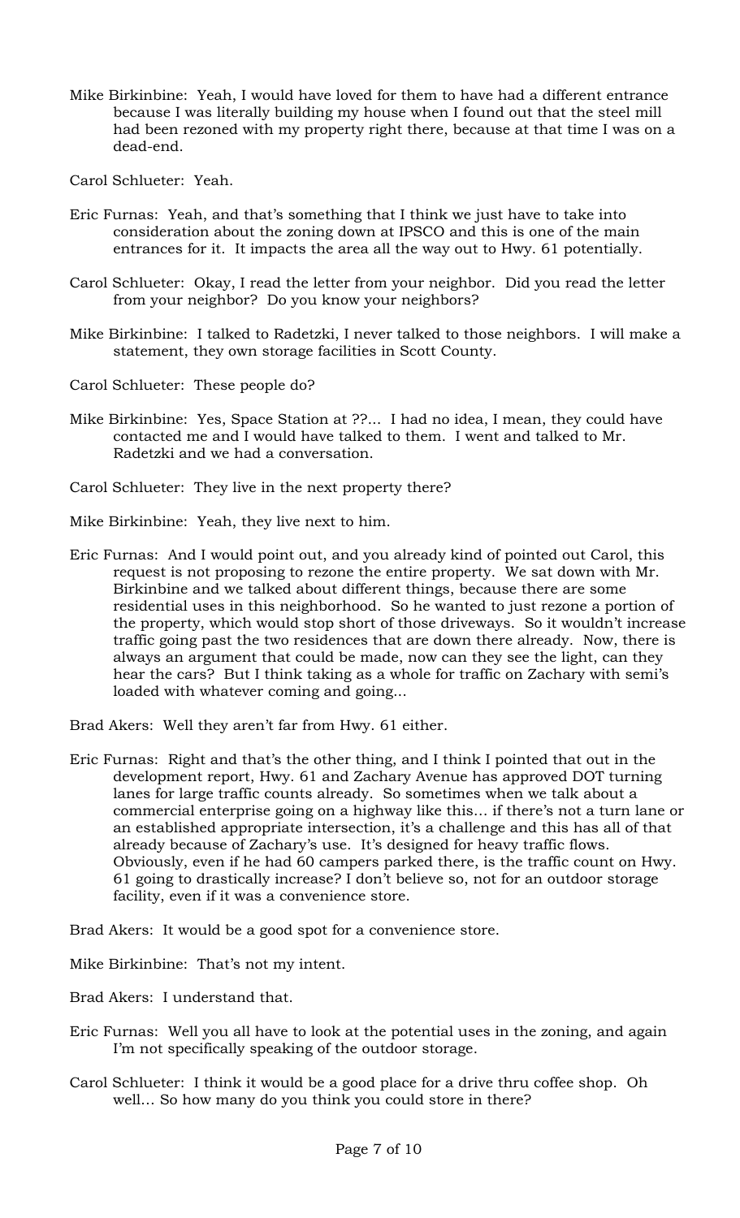Mike Birkinbine: Yeah, I would have loved for them to have had a different entrance because I was literally building my house when I found out that the steel mill had been rezoned with my property right there, because at that time I was on a dead-end.

Carol Schlueter: Yeah.

Eric Furnas: Yeah, and that's something that I think we just have to take into consideration about the zoning down at IPSCO and this is one of the main entrances for it. It impacts the area all the way out to Hwy. 61 potentially.

Carol Schlueter: Okay, I read the letter from your neighbor. Did you read the letter from your neighbor? Do you know your neighbors?

Mike Birkinbine: I talked to Radetzki, I never talked to those neighbors. I will make a statement, they own storage facilities in Scott County.

Carol Schlueter: These people do?

Mike Birkinbine: Yes, Space Station at ??... I had no idea, I mean, they could have contacted me and I would have talked to them. I went and talked to Mr. Radetzki and we had a conversation.

Carol Schlueter: They live in the next property there?

Mike Birkinbine: Yeah, they live next to him.

Eric Furnas: And I would point out, and you already kind of pointed out Carol, this request is not proposing to rezone the entire property. We sat down with Mr. Birkinbine and we talked about different things, because there are some residential uses in this neighborhood. So he wanted to just rezone a portion of the property, which would stop short of those driveways. So it wouldn't increase traffic going past the two residences that are down there already. Now, there is always an argument that could be made, now can they see the light, can they hear the cars? But I think taking as a whole for traffic on Zachary with semi's loaded with whatever coming and going...

Brad Akers: Well they aren't far from Hwy. 61 either.

Eric Furnas: Right and that's the other thing, and I think I pointed that out in the development report, Hwy. 61 and Zachary Avenue has approved DOT turning lanes for large traffic counts already. So sometimes when we talk about a commercial enterprise going on a highway like this... if there's not a turn lane or an established appropriate intersection, it's a challenge and this has all of that already because of Zachary's use. It's designed for heavy traffic flows. Obviously, even if he had 60 campers parked there, is the traffic count on Hwy. 61 going to drastically increase? I don't believe so, not for an outdoor storage facility, even if it was a convenience store.

Brad Akers: It would be a good spot for a convenience store.

Mike Birkinbine: That's not my intent.

Brad Akers: I understand that.

Eric Furnas: Well you all have to look at the potential uses in the zoning, and again I'm not specifically speaking of the outdoor storage.

Carol Schlueter: I think it would be a good place for a drive thru coffee shop. Oh well... So how many do you think you could store in there?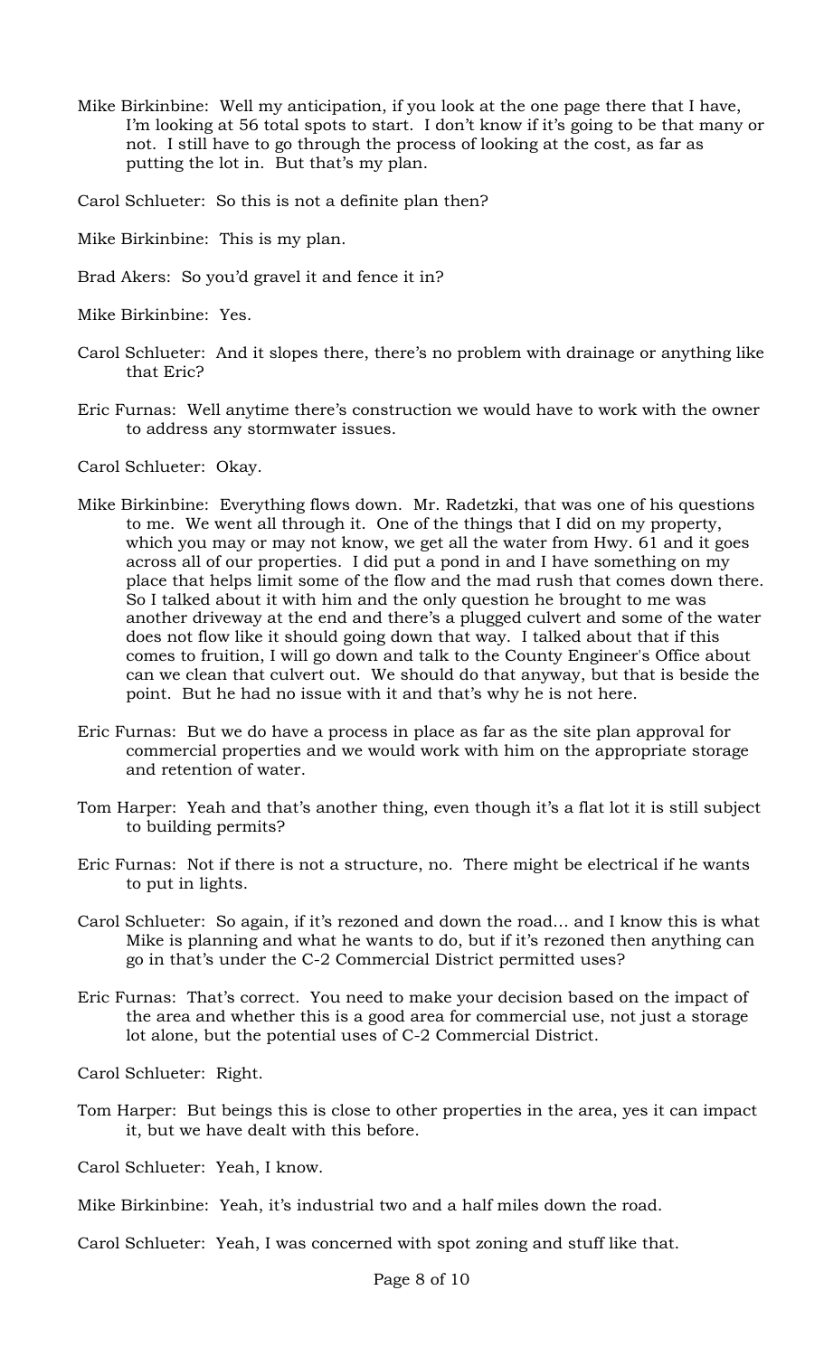Mike Birkinbine: Well my anticipation, if you look at the one page there that I have, I'm looking at 56 total spots to start. I don't know if it's going to be that many or not. I still have to go through the process of looking at the cost, as far as putting the lot in. But that's my plan.

Carol Schlueter: So this is not a definite plan then?

Mike Birkinbine: This is my plan.

Brad Akers: So you'd gravel it and fence it in?

Mike Birkinbine: Yes.

Carol Schlueter: And it slopes there, there's no problem with drainage or anything like that Eric?

Eric Furnas: Well anytime there's construction we would have to work with the owner to address any stormwater issues.

Carol Schlueter: Okay.

Mike Birkinbine: Everything flows down. Mr. Radetzki, that was one of his questions to me. We went all through it. One of the things that I did on my property, which you may or may not know, we get all the water from Hwy. 61 and it goes across all of our properties. I did put a pond in and I have something on my place that helps limit some of the flow and the mad rush that comes down there. So I talked about it with him and the only question he brought to me was another driveway at the end and there's a plugged culvert and some of the water does not flow like it should going down that way. I talked about that if this comes to fruition, I will go down and talk to the County Engineer's Office about can we clean that culvert out. We should do that anyway, but that is beside the point. But he had no issue with it and that's why he is not here.

Eric Furnas: But we do have a process in place as far as the site plan approval for commercial properties and we would work with him on the appropriate storage and retention of water.

Tom Harper: Yeah and that's another thing, even though it's a flat lot it is still subject to building permits?

Eric Furnas: Not if there is not a structure, no. There might be electrical if he wants to put in lights.

Carol Schlueter: So again, if it's rezoned and down the road… and I know this is what Mike is planning and what he wants to do, but if it's rezoned then anything can go in that's under the C-2 Commercial District permitted uses?

Eric Furnas: That's correct. You need to make your decision based on the impact of the area and whether this is a good area for commercial use, not just a storage lot alone, but the potential uses of C-2 Commercial District.

Carol Schlueter: Right.

Tom Harper: But beings this is close to other properties in the area, yes it can impact it, but we have dealt with this before.

Carol Schlueter: Yeah, I know.

Mike Birkinbine: Yeah, it's industrial two and a half miles down the road.

Carol Schlueter: Yeah, I was concerned with spot zoning and stuff like that.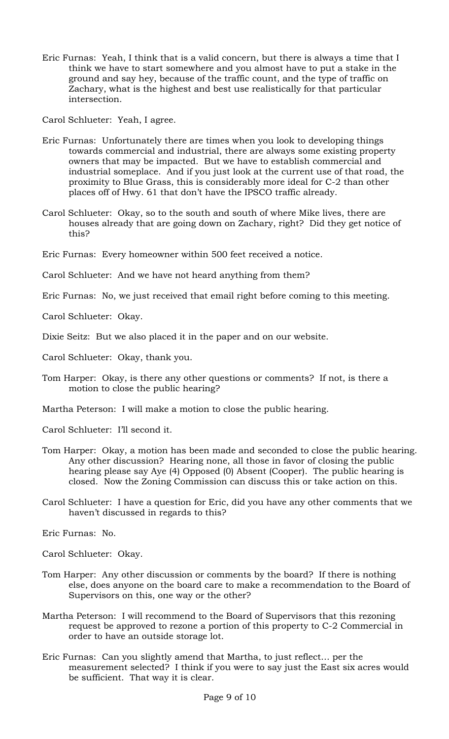Eric Furnas: Yeah, I think that is a valid concern, but there is always a time that I think we have to start somewhere and you almost have to put a stake in the ground and say hey, because of the traffic count, and the type of traffic on Zachary, what is the highest and best use realistically for that particular intersection.

Carol Schlueter: Yeah, I agree.

Eric Furnas: Unfortunately there are times when you look to developing things towards commercial and industrial, there are always some existing property owners that may be impacted. But we have to establish commercial and industrial someplace. And if you just look at the current use of that road, the proximity to Blue Grass, this is considerably more ideal for C-2 than other places off of Hwy. 61 that don't have the IPSCO traffic already.

Carol Schlueter: Okay, so to the south and south of where Mike lives, there are houses already that are going down on Zachary, right? Did they get notice of this?

Eric Furnas: Every homeowner within 500 feet received a notice.

Carol Schlueter: And we have not heard anything from them?

Eric Furnas: No, we just received that email right before coming to this meeting.

Carol Schlueter: Okay.

Dixie Seitz: But we also placed it in the paper and on our website.

Carol Schlueter: Okay, thank you.

Tom Harper: Okay, is there any other questions or comments? If not, is there a motion to close the public hearing?

Martha Peterson: I will make a motion to close the public hearing.

Carol Schlueter: I'll second it.

Tom Harper: Okay, a motion has been made and seconded to close the public hearing. Any other discussion? Hearing none, all those in favor of closing the public hearing please say Aye (4) Opposed (0) Absent (Cooper). The public hearing is closed. Now the Zoning Commission can discuss this or take action on this.

Carol Schlueter: I have a question for Eric, did you have any other comments that we haven't discussed in regards to this?

Eric Furnas: No.

Carol Schlueter: Okay.

Tom Harper: Any other discussion or comments by the board? If there is nothing else, does anyone on the board care to make a recommendation to the Board of Supervisors on this, one way or the other?

Martha Peterson: I will recommend to the Board of Supervisors that this rezoning request be approved to rezone a portion of this property to C-2 Commercial in order to have an outside storage lot.

Eric Furnas: Can you slightly amend that Martha, to just reflect… per the measurement selected? I think if you were to say just the East six acres would be sufficient. That way it is clear.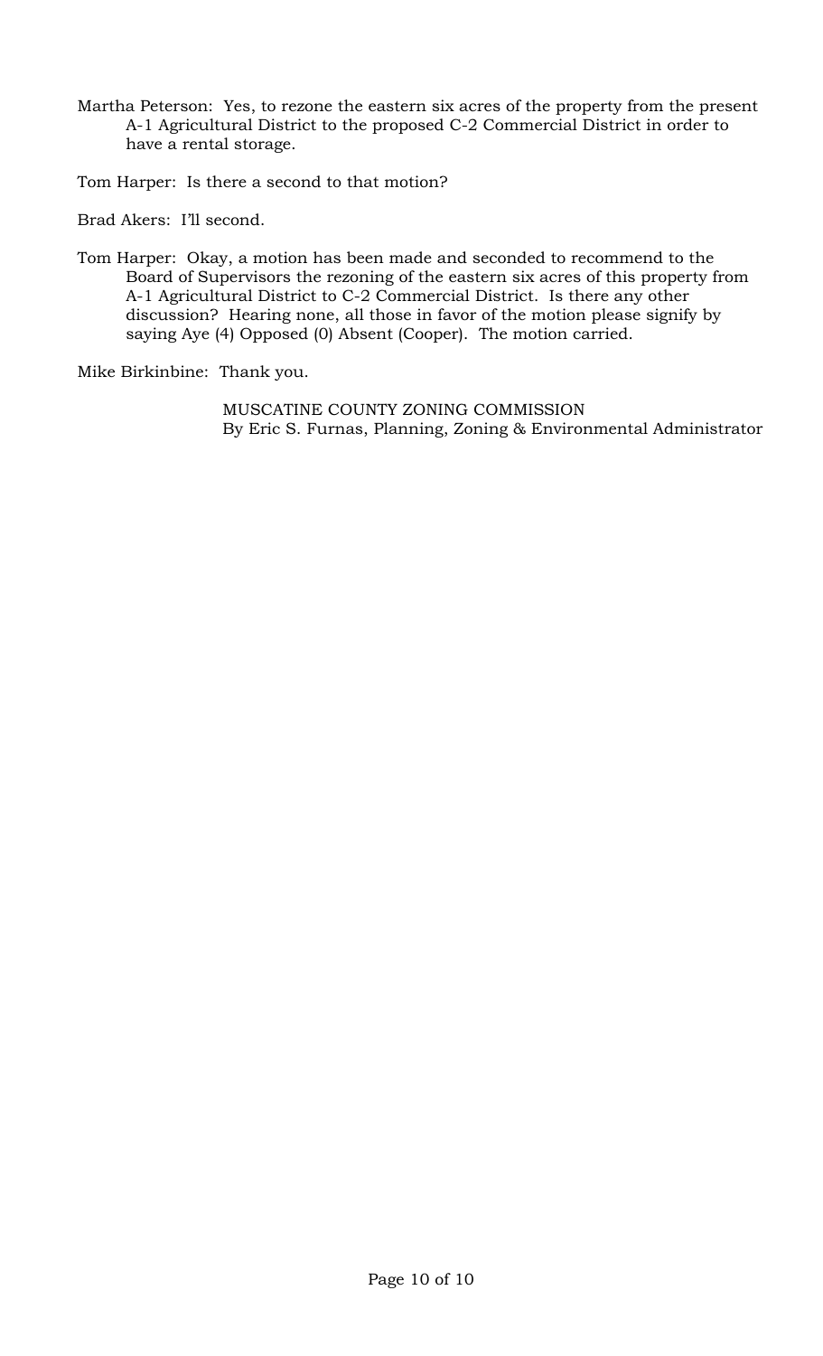Martha Peterson: Yes, to rezone the eastern six acres of the property from the present A-1 Agricultural District to the proposed C-2 Commercial District in order to have a rental storage.

Tom Harper: Is there a second to that motion?

Brad Akers: I'll second.

Tom Harper: Okay, a motion has been made and seconded to recommend to the Board of Supervisors the rezoning of the eastern six acres of this property from A-1 Agricultural District to C-2 Commercial District. Is there any other discussion? Hearing none, all those in favor of the motion please signify by saying Aye (4) Opposed (0) Absent (Cooper). The motion carried.

Mike Birkinbine: Thank you.

MUSCATINE COUNTY ZONING COMMISSION
By Eric S. Furnas, Planning, Zoning & Environmental Administrator